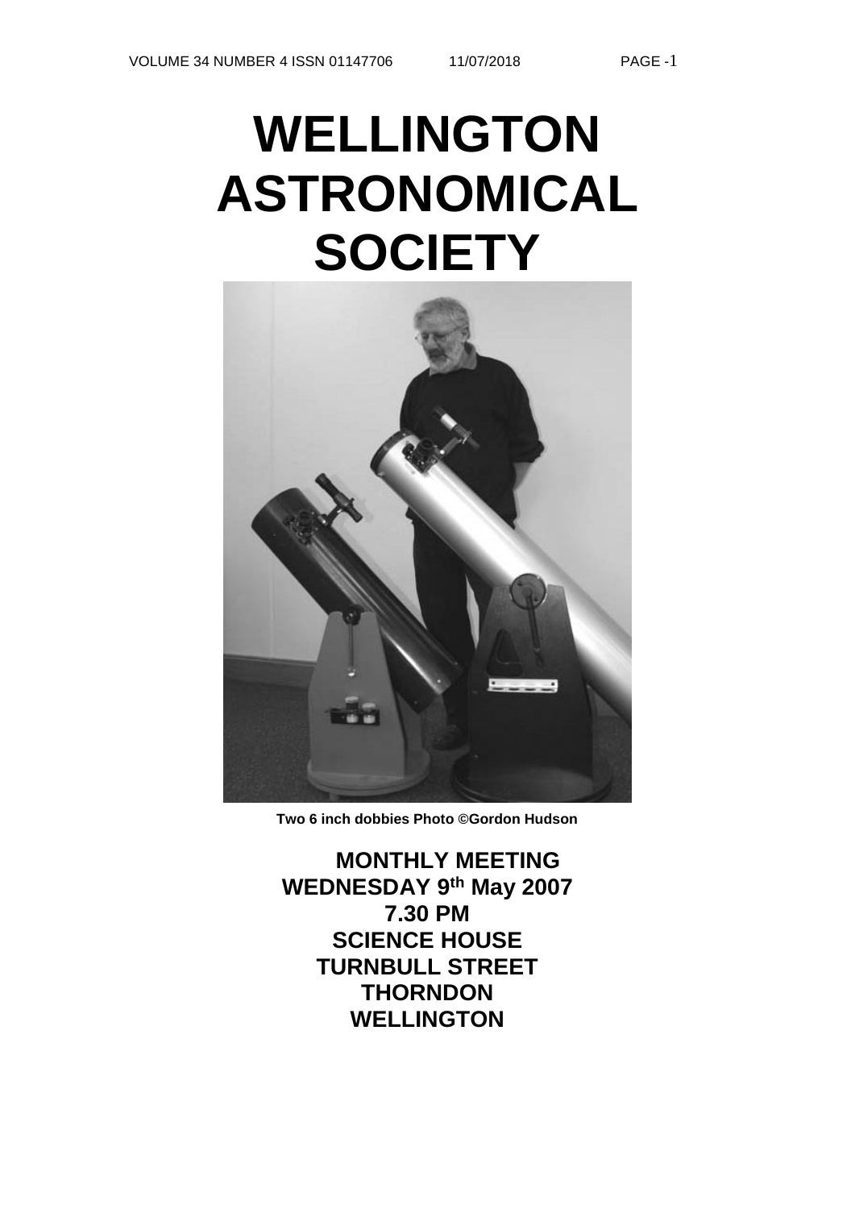# WELLINGTON ASTRONOMICAL SOCIETY

**Two 6 inch dobbies Photo ©Gordon Hudson**

**MONTHLY MEETING**
**WEDNESDAY 9th May 2007**
**7.30 PM**
**SCIENCE HOUSE**
**TURNBULL STREET**
**THORNDON**
**WELLINGTON**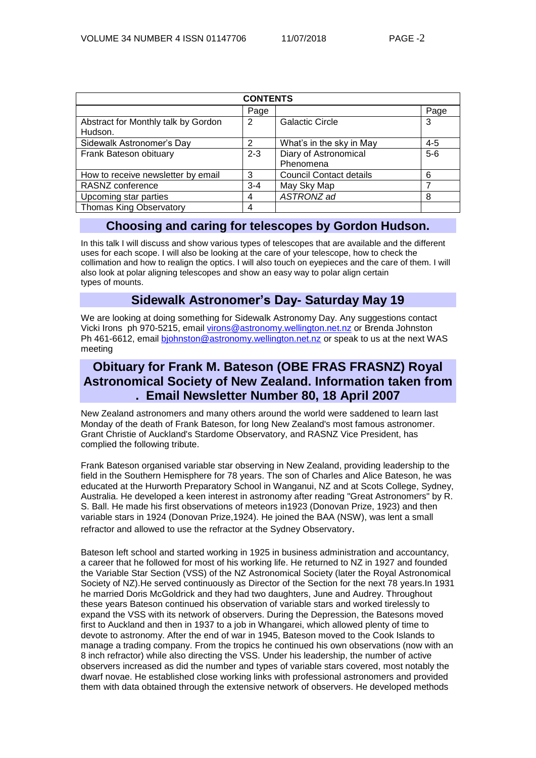| CONTENTS | | | |
|---|---|---|---|
| | Page | | Page |
| Abstract for Monthly talk by Gordon Hudson. | 2 | Galactic Circle | 3 |
| Sidewalk Astronomer's Day | 2 | What's in the sky in May | 4-5 |
| Frank Bateson obituary | 2-3 | Diary of Astronomical Phenomena | 5-6 |
| How to receive newsletter by email | 3 | Council Contact details | 6 |
| RASNZ conference | 3-4 | May Sky Map | 7 |
| Upcoming star parties | 4 | *ASTRONZ ad* | 8 |
| Thomas King Observatory | 4 | | |

## Choosing and caring for telescopes by Gordon Hudson.

In this talk I will discuss and show various types of telescopes that are available and the different uses for each scope. I will also be looking at the care of your telescope, how to check the collimation and how to realign the optics. I will also touch on eyepieces and the care of them. I will also look at polar aligning telescopes and show an easy way to polar align certain types of mounts.

## Sidewalk Astronomer's Day- Saturday May 19

We are looking at doing something for Sidewalk Astronomy Day. Any suggestions contact Vicki Irons ph 970-5215, email virons@astronomy.wellington.net.nz or Brenda Johnston Ph 461-6612, email bjohnston@astronomy.wellington.net.nz or speak to us at the next WAS meeting

## Obituary for Frank M. Bateson (OBE FRAS FRASNZ) Royal Astronomical Society of New Zealand. Information taken from . Email Newsletter Number 80, 18 April 2007

New Zealand astronomers and many others around the world were saddened to learn last Monday of the death of Frank Bateson, for long New Zealand's most famous astronomer. Grant Christie of Auckland's Stardome Observatory, and RASNZ Vice President, has complied the following tribute.

Frank Bateson organised variable star observing in New Zealand, providing leadership to the field in the Southern Hemisphere for 78 years. The son of Charles and Alice Bateson, he was educated at the Hurworth Preparatory School in Wanganui, NZ and at Scots College, Sydney, Australia. He developed a keen interest in astronomy after reading "Great Astronomers" by R. S. Ball. He made his first observations of meteors in1923 (Donovan Prize, 1923) and then variable stars in 1924 (Donovan Prize,1924). He joined the BAA (NSW), was lent a small refractor and allowed to use the refractor at the Sydney Observatory.

Bateson left school and started working in 1925 in business administration and accountancy, a career that he followed for most of his working life. He returned to NZ in 1927 and founded the Variable Star Section (VSS) of the NZ Astronomical Society (later the Royal Astronomical Society of NZ).He served continuously as Director of the Section for the next 78 years.In 1931 he married Doris McGoldrick and they had two daughters, June and Audrey. Throughout these years Bateson continued his observation of variable stars and worked tirelessly to expand the VSS with its network of observers. During the Depression, the Batesons moved first to Auckland and then in 1937 to a job in Whangarei, which allowed plenty of time to devote to astronomy. After the end of war in 1945, Bateson moved to the Cook Islands to manage a trading company. From the tropics he continued his own observations (now with an 8 inch refractor) while also directing the VSS. Under his leadership, the number of active observers increased as did the number and types of variable stars covered, most notably the dwarf novae. He established close working links with professional astronomers and provided them with data obtained through the extensive network of observers. He developed methods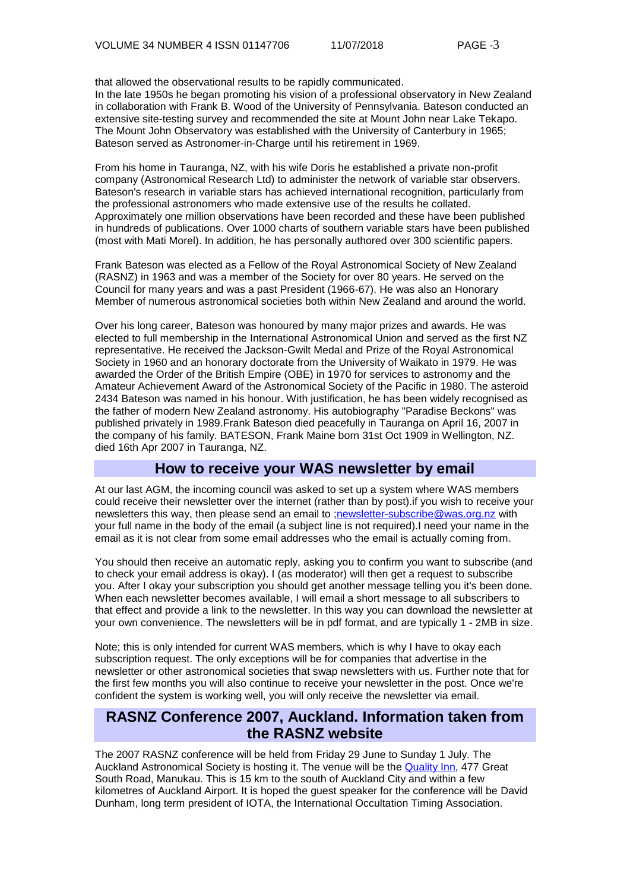that allowed the observational results to be rapidly communicated.
In the late 1950s he began promoting his vision of a professional observatory in New Zealand in collaboration with Frank B. Wood of the University of Pennsylvania. Bateson conducted an extensive site-testing survey and recommended the site at Mount John near Lake Tekapo. The Mount John Observatory was established with the University of Canterbury in 1965; Bateson served as Astronomer-in-Charge until his retirement in 1969.

From his home in Tauranga, NZ, with his wife Doris he established a private non-profit company (Astronomical Research Ltd) to administer the network of variable star observers. Bateson's research in variable stars has achieved international recognition, particularly from the professional astronomers who made extensive use of the results he collated. Approximately one million observations have been recorded and these have been published in hundreds of publications. Over 1000 charts of southern variable stars have been published (most with Mati Morel). In addition, he has personally authored over 300 scientific papers.

Frank Bateson was elected as a Fellow of the Royal Astronomical Society of New Zealand (RASNZ) in 1963 and was a member of the Society for over 80 years. He served on the Council for many years and was a past President (1966-67). He was also an Honorary Member of numerous astronomical societies both within New Zealand and around the world.

Over his long career, Bateson was honoured by many major prizes and awards. He was elected to full membership in the International Astronomical Union and served as the first NZ representative. He received the Jackson-Gwilt Medal and Prize of the Royal Astronomical Society in 1960 and an honorary doctorate from the University of Waikato in 1979. He was awarded the Order of the British Empire (OBE) in 1970 for services to astronomy and the Amateur Achievement Award of the Astronomical Society of the Pacific in 1980. The asteroid 2434 Bateson was named in his honour. With justification, he has been widely recognised as the father of modern New Zealand astronomy. His autobiography "Paradise Beckons" was published privately in 1989.Frank Bateson died peacefully in Tauranga on April 16, 2007 in the company of his family. BATESON, Frank Maine born 31st Oct 1909 in Wellington, NZ. died 16th Apr 2007 in Tauranga, NZ.

## How to receive your WAS newsletter by email

At our last AGM, the incoming council was asked to set up a system where WAS members could receive their newsletter over the internet (rather than by post).if you wish to receive your newsletters this way, then please send an email to ;newsletter-subscribe@was.org.nz with your full name in the body of the email (a subject line is not required).I need your name in the email as it is not clear from some email addresses who the email is actually coming from.

You should then receive an automatic reply, asking you to confirm you want to subscribe (and to check your email address is okay). I (as moderator) will then get a request to subscribe you. After I okay your subscription you should get another message telling you it's been done. When each newsletter becomes available, I will email a short message to all subscribers to that effect and provide a link to the newsletter. In this way you can download the newsletter at your own convenience. The newsletters will be in pdf format, and are typically 1 - 2MB in size.

Note; this is only intended for current WAS members, which is why I have to okay each subscription request. The only exceptions will be for companies that advertise in the newsletter or other astronomical societies that swap newsletters with us. Further note that for the first few months you will also continue to receive your newsletter in the post. Once we're confident the system is working well, you will only receive the newsletter via email.

## RASNZ Conference 2007, Auckland. Information taken from the RASNZ website

The 2007 RASNZ conference will be held from Friday 29 June to Sunday 1 July. The Auckland Astronomical Society is hosting it. The venue will be the Quality Inn, 477 Great South Road, Manukau. This is 15 km to the south of Auckland City and within a few kilometres of Auckland Airport. It is hoped the guest speaker for the conference will be David Dunham, long term president of IOTA, the International Occultation Timing Association.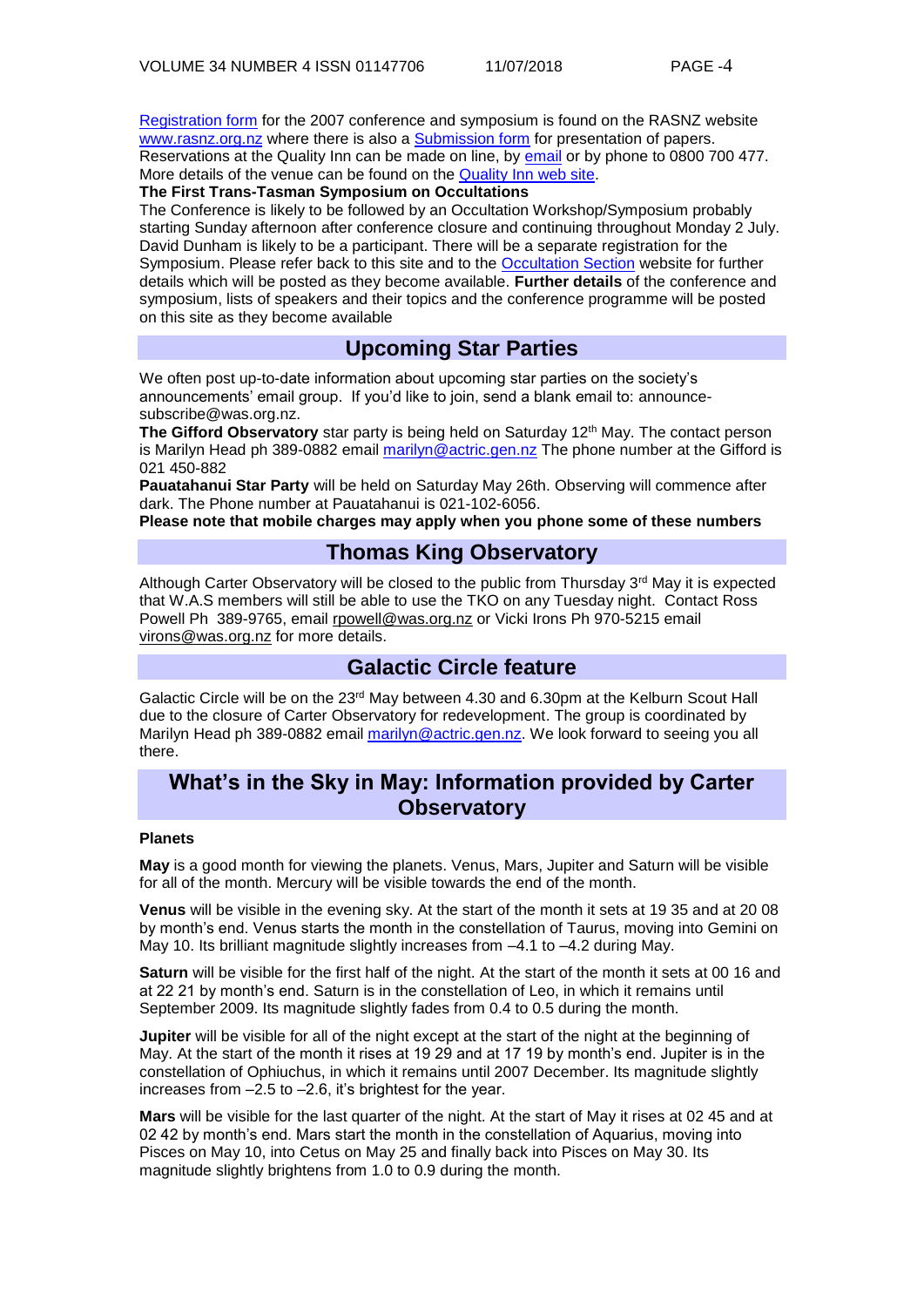Registration form for the 2007 conference and symposium is found on the RASNZ website www.rasnz.org.nz where there is also a Submission form for presentation of papers. Reservations at the Quality Inn can be made on line, by email or by phone to 0800 700 477. More details of the venue can be found on the Quality Inn web site.

**The First Trans-Tasman Symposium on Occultations**

The Conference is likely to be followed by an Occultation Workshop/Symposium probably starting Sunday afternoon after conference closure and continuing throughout Monday 2 July. David Dunham is likely to be a participant. There will be a separate registration for the Symposium. Please refer back to this site and to the Occultation Section website for further details which will be posted as they become available. **Further details** of the conference and symposium, lists of speakers and their topics and the conference programme will be posted on this site as they become available

## Upcoming Star Parties

We often post up-to-date information about upcoming star parties on the society's announcements' email group. If you'd like to join, send a blank email to: announce-subscribe@was.org.nz.

**The Gifford Observatory** star party is being held on Saturday 12th May. The contact person is Marilyn Head ph 389-0882 email marilyn@actric.gen.nz The phone number at the Gifford is 021 450-882

**Pauatahanui Star Party** will be held on Saturday May 26th. Observing will commence after dark. The Phone number at Pauatahanui is 021-102-6056.

**Please note that mobile charges may apply when you phone some of these numbers**

## Thomas King Observatory

Although Carter Observatory will be closed to the public from Thursday 3rd May it is expected that W.A.S members will still be able to use the TKO on any Tuesday night. Contact Ross Powell Ph 389-9765, email rpowell@was.org.nz or Vicki Irons Ph 970-5215 email virons@was.org.nz for more details.

## Galactic Circle feature

Galactic Circle will be on the 23rd May between 4.30 and 6.30pm at the Kelburn Scout Hall due to the closure of Carter Observatory for redevelopment. The group is coordinated by Marilyn Head ph 389-0882 email marilyn@actric.gen.nz. We look forward to seeing you all there.

## What's in the Sky in May: Information provided by Carter Observatory

### Planets

**May** is a good month for viewing the planets. Venus, Mars, Jupiter and Saturn will be visible for all of the month. Mercury will be visible towards the end of the month.

**Venus** will be visible in the evening sky. At the start of the month it sets at 19 35 and at 20 08 by month's end. Venus starts the month in the constellation of Taurus, moving into Gemini on May 10. Its brilliant magnitude slightly increases from –4.1 to –4.2 during May.

**Saturn** will be visible for the first half of the night. At the start of the month it sets at 00 16 and at 22 21 by month's end. Saturn is in the constellation of Leo, in which it remains until September 2009. Its magnitude slightly fades from 0.4 to 0.5 during the month.

**Jupiter** will be visible for all of the night except at the start of the night at the beginning of May. At the start of the month it rises at 19 29 and at 17 19 by month's end. Jupiter is in the constellation of Ophiuchus, in which it remains until 2007 December. Its magnitude slightly increases from –2.5 to –2.6, it's brightest for the year.

**Mars** will be visible for the last quarter of the night. At the start of May it rises at 02 45 and at 02 42 by month's end. Mars start the month in the constellation of Aquarius, moving into Pisces on May 10, into Cetus on May 25 and finally back into Pisces on May 30. Its magnitude slightly brightens from 1.0 to 0.9 during the month.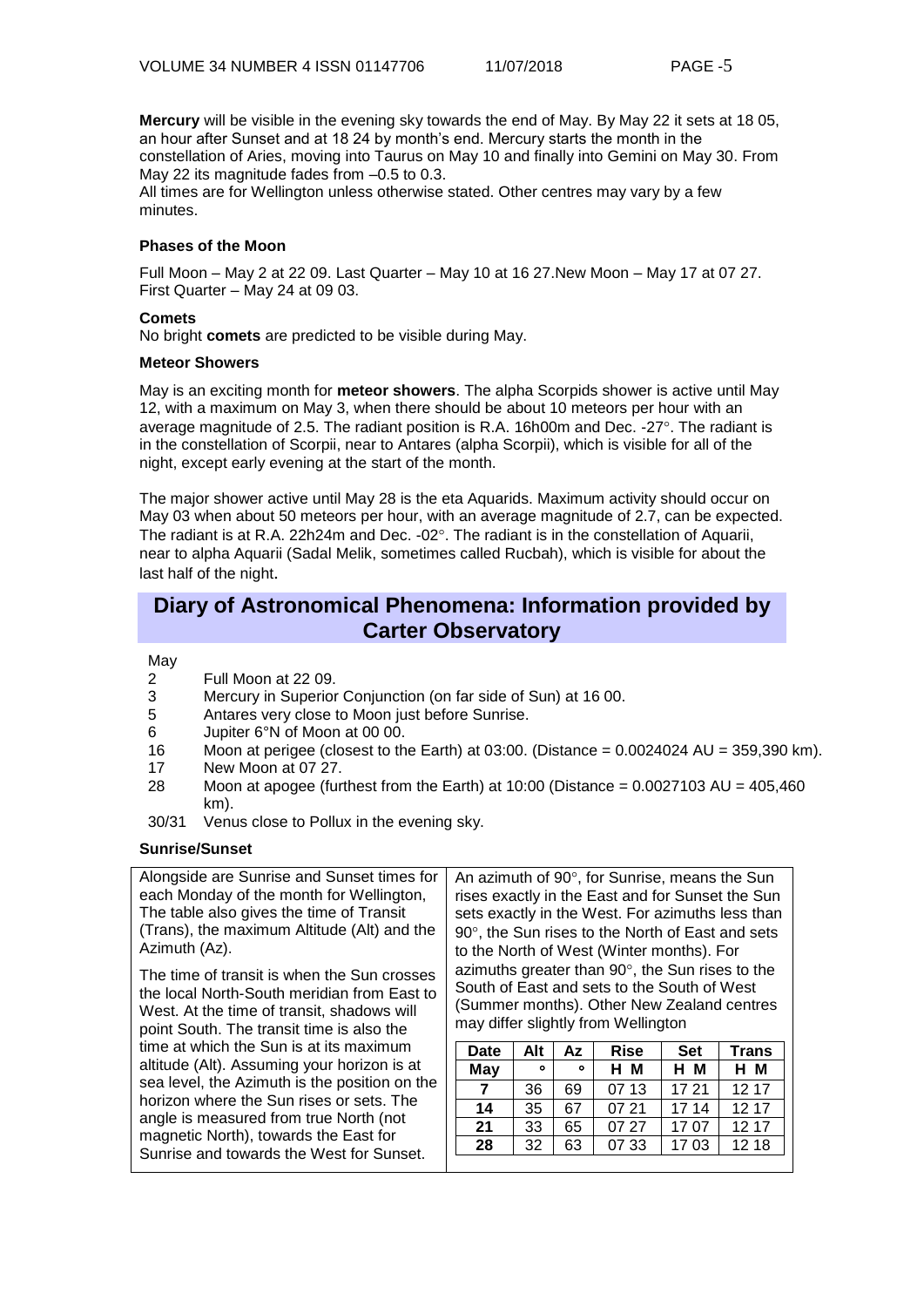**Mercury** will be visible in the evening sky towards the end of May. By May 22 it sets at 18 05, an hour after Sunset and at 18 24 by month's end. Mercury starts the month in the constellation of Aries, moving into Taurus on May 10 and finally into Gemini on May 30. From May 22 its magnitude fades from –0.5 to 0.3.

All times are for Wellington unless otherwise stated. Other centres may vary by a few minutes.

### Phases of the Moon

Full Moon – May 2 at 22 09. Last Quarter – May 10 at 16 27.New Moon – May 17 at 07 27. First Quarter – May 24 at 09 03.

### Comets

No bright **comets** are predicted to be visible during May.

### Meteor Showers

May is an exciting month for **meteor showers**. The alpha Scorpids shower is active until May 12, with a maximum on May 3, when there should be about 10 meteors per hour with an average magnitude of 2.5. The radiant position is R.A. 16h00m and Dec. -27°. The radiant is in the constellation of Scorpii, near to Antares (alpha Scorpii), which is visible for all of the night, except early evening at the start of the month.

The major shower active until May 28 is the eta Aquarids. Maximum activity should occur on May 03 when about 50 meteors per hour, with an average magnitude of 2.7, can be expected. The radiant is at R.A. 22h24m and Dec. -02°. The radiant is in the constellation of Aquarii, near to alpha Aquarii (Sadal Melik, sometimes called Rucbah), which is visible for about the last half of the night.

## Diary of Astronomical Phenomena: Information provided by Carter Observatory

May

- 2 Full Moon at 22 09.
- 3 Mercury in Superior Conjunction (on far side of Sun) at 16 00.
- 5 Antares very close to Moon just before Sunrise.
- 6 Jupiter 6°N of Moon at 00 00.
- 16 Moon at perigee (closest to the Earth) at 03:00. (Distance = 0.0024024 AU = 359,390 km).
- 17 New Moon at 07 27.
- 28 Moon at apogee (furthest from the Earth) at 10:00 (Distance = 0.0027103 AU = 405,460 km).
- 30/31 Venus close to Pollux in the evening sky.

### Sunrise/Sunset

Alongside are Sunrise and Sunset times for each Monday of the month for Wellington, The table also gives the time of Transit (Trans), the maximum Altitude (Alt) and the Azimuth (Az).

The time of transit is when the Sun crosses the local North-South meridian from East to West. At the time of transit, shadows will point South. The transit time is also the time at which the Sun is at its maximum altitude (Alt). Assuming your horizon is at sea level, the Azimuth is the position on the horizon where the Sun rises or sets. The angle is measured from true North (not magnetic North), towards the East for Sunrise and towards the West for Sunset.

An azimuth of 90°, for Sunrise, means the Sun rises exactly in the East and for Sunset the Sun sets exactly in the West. For azimuths less than 90°, the Sun rises to the North of East and sets to the North of West (Winter months). For azimuths greater than 90°, the Sun rises to the South of East and sets to the South of West (Summer months). Other New Zealand centres may differ slightly from Wellington

| Date | Alt | Az | Rise | Set | Trans |
|---|---|---|---|---|---|
| May | ° | ° | H M | H M | H M |
| 7 | 36 | 69 | 07 13 | 17 21 | 12 17 |
| 14 | 35 | 67 | 07 21 | 17 14 | 12 17 |
| 21 | 33 | 65 | 07 27 | 17 07 | 12 17 |
| 28 | 32 | 63 | 07 33 | 17 03 | 12 18 |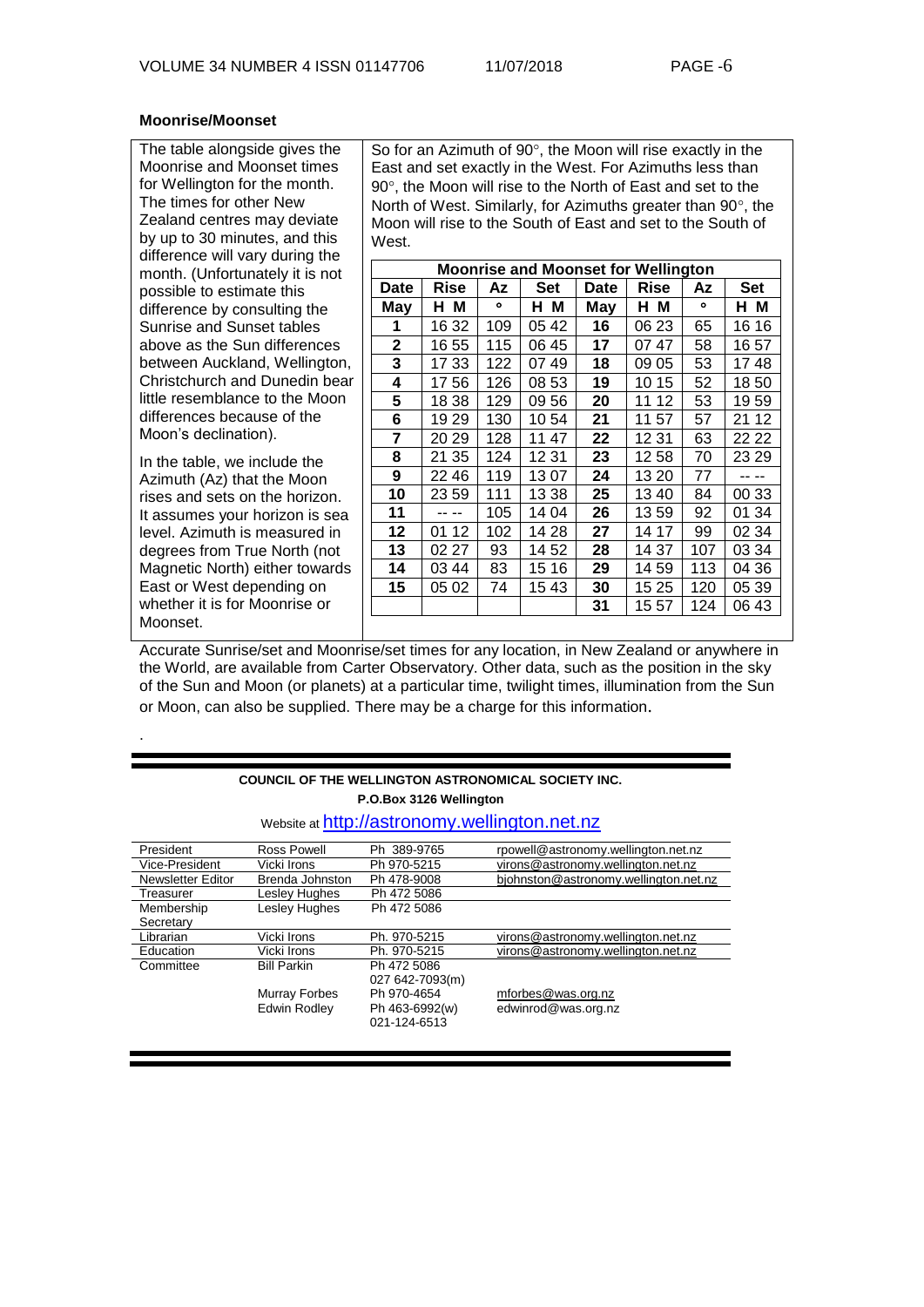### Moonrise/Moonset

The table alongside gives the Moonrise and Moonset times for Wellington for the month. The times for other New Zealand centres may deviate by up to 30 minutes, and this difference will vary during the month. (Unfortunately it is not possible to estimate this difference by consulting the Sunrise and Sunset tables above as the Sun differences between Auckland, Wellington, Christchurch and Dunedin bear little resemblance to the Moon differences because of the Moon's declination).

In the table, we include the Azimuth (Az) that the Moon rises and sets on the horizon. It assumes your horizon is sea level. Azimuth is measured in degrees from True North (not Magnetic North) either towards East or West depending on whether it is for Moonrise or Moonset.

So for an Azimuth of 90°, the Moon will rise exactly in the East and set exactly in the West. For Azimuths less than 90°, the Moon will rise to the North of East and set to the North of West. Similarly, for Azimuths greater than 90°, the Moon will rise to the South of East and set to the South of West.

| Moonrise and Moonset for Wellington | | | | | | | |
|---|---|---|---|---|---|---|---|
| **Date** | **Rise** | **Az** | **Set** | **Date** | **Rise** | **Az** | **Set** |
| **May** | **H M** | **°** | **H M** | **May** | **H M** | **°** | **H M** |
| **1** | 16 32 | 109 | 05 42 | **16** | 06 23 | 65 | 16 16 |
| **2** | 16 55 | 115 | 06 45 | **17** | 07 47 | 58 | 16 57 |
| **3** | 17 33 | 122 | 07 49 | **18** | 09 05 | 53 | 17 48 |
| **4** | 17 56 | 126 | 08 53 | **19** | 10 15 | 52 | 18 50 |
| **5** | 18 38 | 129 | 09 56 | **20** | 11 12 | 53 | 19 59 |
| **6** | 19 29 | 130 | 10 54 | **21** | 11 57 | 57 | 21 12 |
| **7** | 20 29 | 128 | 11 47 | **22** | 12 31 | 63 | 22 22 |
| **8** | 21 35 | 124 | 12 31 | **23** | 12 58 | 70 | 23 29 |
| **9** | 22 46 | 119 | 13 07 | **24** | 13 20 | 77 | -- -- |
| **10** | 23 59 | 111 | 13 38 | **25** | 13 40 | 84 | 00 33 |
| **11** | -- -- | 105 | 14 04 | **26** | 13 59 | 92 | 01 34 |
| **12** | 01 12 | 102 | 14 28 | **27** | 14 17 | 99 | 02 34 |
| **13** | 02 27 | 93 | 14 52 | **28** | 14 37 | 107 | 03 34 |
| **14** | 03 44 | 83 | 15 16 | **29** | 14 59 | 113 | 04 36 |
| **15** | 05 02 | 74 | 15 43 | **30** | 15 25 | 120 | 05 39 |
| | | | | **31** | 15 57 | 124 | 06 43 |

Accurate Sunrise/set and Moonrise/set times for any location, in New Zealand or anywhere in the World, are available from Carter Observatory. Other data, such as the position in the sky of the Sun and Moon (or planets) at a particular time, twilight times, illumination from the Sun or Moon, can also be supplied. There may be a charge for this information.

**COUNCIL OF THE WELLINGTON ASTRONOMICAL SOCIETY INC.**

**P.O.Box 3126 Wellington**

Website at http://astronomy.wellington.net.nz

| | | | |
|---|---|---|---|
| President | Ross Powell | Ph 389-9765 | rpowell@astronomy.wellington.net.nz |
| Vice-President | Vicki Irons | Ph 970-5215 | virons@astronomy.wellington.net.nz |
| Newsletter Editor | Brenda Johnston | Ph 478-9008 | bjohnston@astronomy.wellington.net.nz |
| Treasurer | Lesley Hughes | Ph 472 5086 | |
| Membership Secretary | Lesley Hughes | Ph 472 5086 | |
| Librarian | Vicki Irons | Ph. 970-5215 | virons@astronomy.wellington.net.nz |
| Education | Vicki Irons | Ph. 970-5215 | virons@astronomy.wellington.net.nz |
| Committee | Bill Parkin | Ph 472 5086<br>027 642-7093(m) | |
| | Murray Forbes | Ph 970-4654 | mforbes@was.org.nz |
| | Edwin Rodley | Ph 463-6992(w)<br>021-124-6513 | edwinrod@was.org.nz |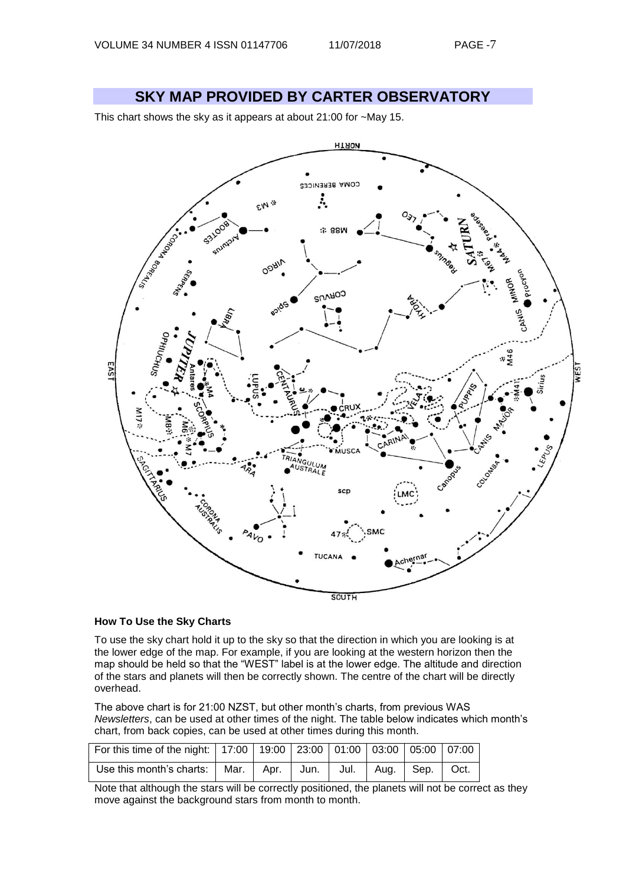## SKY MAP PROVIDED BY CARTER OBSERVATORY

This chart shows the sky as it appears at about 21:00 for ~May 15.

### How To Use the Sky Charts

To use the sky chart hold it up to the sky so that the direction in which you are looking is at the lower edge of the map. For example, if you are looking at the western horizon then the map should be held so that the "WEST" label is at the lower edge. The altitude and direction of the stars and planets will then be correctly shown. The centre of the chart will be directly overhead.

The above chart is for 21:00 NZST, but other month's charts, from previous WAS *Newsletters*, can be used at other times of the night. The table below indicates which month's chart, from back copies, can be used at other times during this month.

| For this time of the night: | 17:00 | 19:00 | 23:00 | 01:00 | 03:00 | 05:00 | 07:00 |
|---|---|---|---|---|---|---|---|
| Use this month's charts: | Mar. | Apr. | Jun. | Jul. | Aug. | Sep. | Oct. |

Note that although the stars will be correctly positioned, the planets will not be correct as they move against the background stars from month to month.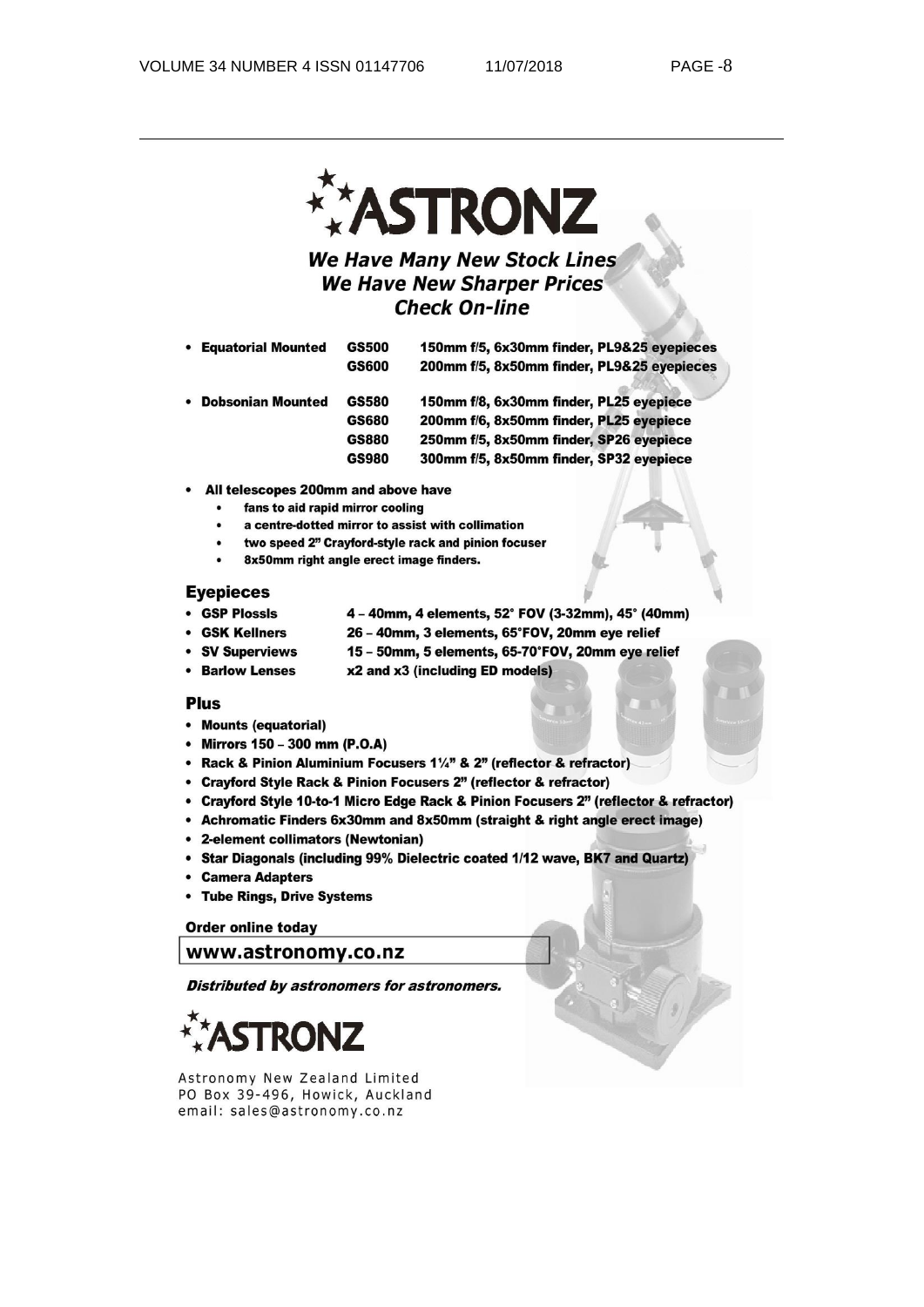# ASTRONZ

***We Have Many New Stock Lines***
***We Have New Sharper Prices***
***Check On-line***

| | | |
|---|---|---|
| • **Equatorial Mounted** | **GS500** | **150mm f/5, 6x30mm finder, PL9&25 eyepieces** |
| | **GS600** | **200mm f/5, 8x50mm finder, PL9&25 eyepieces** |
| • **Dobsonian Mounted** | **GS580** | **150mm f/8, 6x30mm finder, PL25 eyepiece** |
| | **GS680** | **200mm f/6, 8x50mm finder, PL25 eyepiece** |
| | **GS880** | **250mm f/5, 8x50mm finder, SP26 eyepiece** |
| | **GS980** | **300mm f/5, 8x50mm finder, SP32 eyepiece** |

- **All telescopes 200mm and above have**
  - **fans to aid rapid mirror cooling**
  - **a centre-dotted mirror to assist with collimation**
  - **two speed 2" Crayford-style rack and pinion focuser**
  - **8x50mm right angle erect image finders.**

## Eyepieces

| | |
|---|---|
| • **GSP Plossls** | **4 – 40mm, 4 elements, 52° FOV (3-32mm), 45° (40mm)** |
| • **GSK Kellners** | **26 – 40mm, 3 elements, 65°FOV, 20mm eye relief** |
| • **SV Superviews** | **15 – 50mm, 5 elements, 65-70°FOV, 20mm eye relief** |
| • **Barlow Lenses** | **x2 and x3 (including ED models)** |

## Plus

- **Mounts (equatorial)**
- **Mirrors 150 – 300 mm (P.O.A)**
- **Rack & Pinion Aluminium Focusers 1¼" & 2" (reflector & refractor)**
- **Crayford Style Rack & Pinion Focusers 2" (reflector & refractor)**
- **Crayford Style 10-to-1 Micro Edge Rack & Pinion Focusers 2" (reflector & refractor)**
- **Achromatic Finders 6x30mm and 8x50mm (straight & right angle erect image)**
- **2-element collimators (Newtonian)**
- **Star Diagonals (including 99% Dielectric coated 1/12 wave, BK7 and Quartz)**
- **Camera Adapters**
- **Tube Rings, Drive Systems**

**Order online today**

**www.astronomy.co.nz**

***Distributed by astronomers for astronomers.***

# ASTRONZ

Astronomy New Zealand Limited
PO Box 39-496, Howick, Auckland
email: sales@astronomy.co.nz